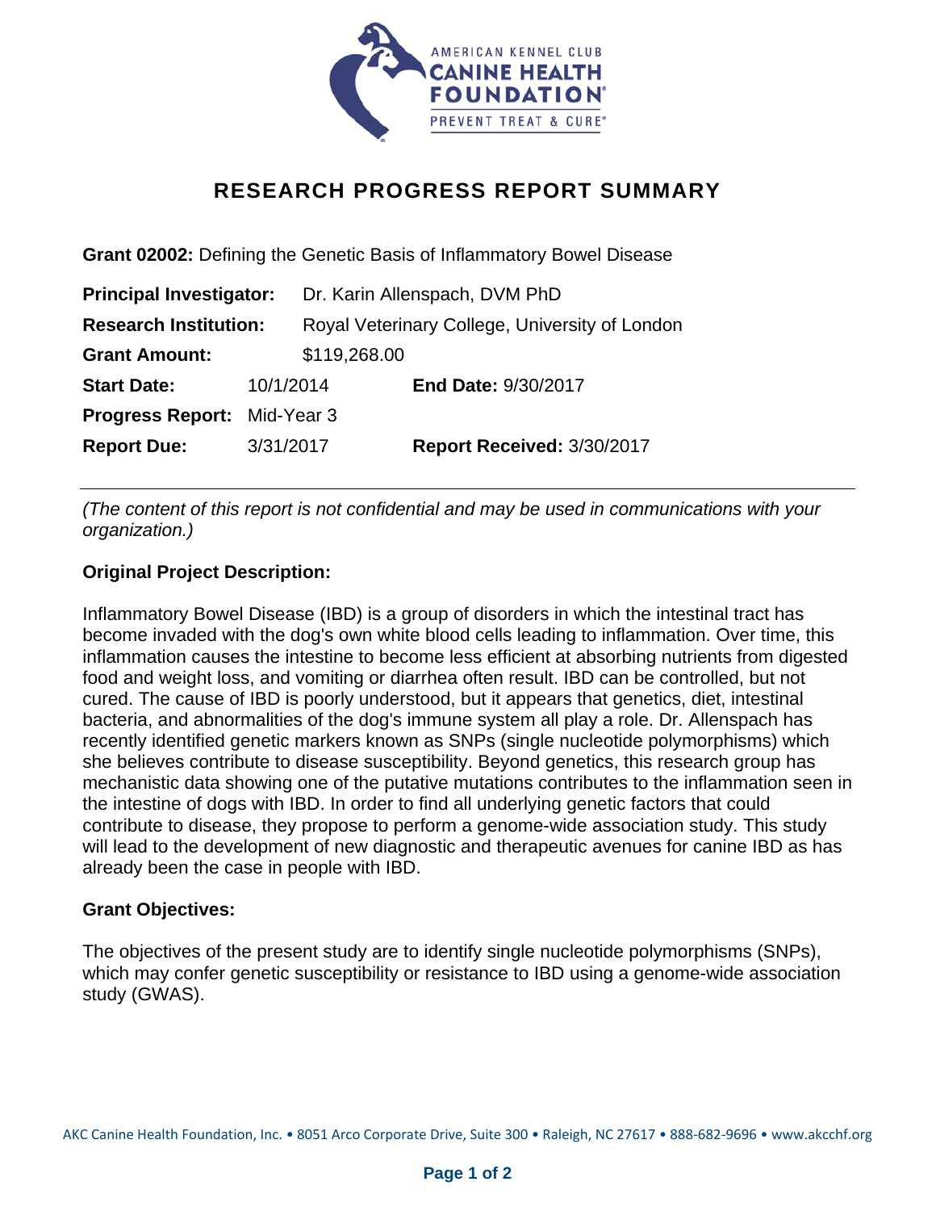# RESEARCH PROGRESS REPORT SUMMARY

**Grant 02002:** Defining the Genetic Basis of Inflammatory Bowel Disease

**Principal Investigator:** Dr. Karin Allenspach, DVM PhD

**Research Institution:** Royal Veterinary College, University of London

**Grant Amount:** $119,268.00

**Start Date:** 10/1/2014 **End Date:** 9/30/2017

**Progress Report:** Mid-Year 3

**Report Due:** 3/31/2017 **Report Received:** 3/30/2017

---

*(The content of this report is not confidential and may be used in communications with your organization.)*

**Original Project Description:**

Inflammatory Bowel Disease (IBD) is a group of disorders in which the intestinal tract has become invaded with the dog's own white blood cells leading to inflammation. Over time, this inflammation causes the intestine to become less efficient at absorbing nutrients from digested food and weight loss, and vomiting or diarrhea often result. IBD can be controlled, but not cured. The cause of IBD is poorly understood, but it appears that genetics, diet, intestinal bacteria, and abnormalities of the dog's immune system all play a role. Dr. Allenspach has recently identified genetic markers known as SNPs (single nucleotide polymorphisms) which she believes contribute to disease susceptibility. Beyond genetics, this research group has mechanistic data showing one of the putative mutations contributes to the inflammation seen in the intestine of dogs with IBD. In order to find all underlying genetic factors that could contribute to disease, they propose to perform a genome-wide association study. This study will lead to the development of new diagnostic and therapeutic avenues for canine IBD as has already been the case in people with IBD.

**Grant Objectives:**

The objectives of the present study are to identify single nucleotide polymorphisms (SNPs), which may confer genetic susceptibility or resistance to IBD using a genome-wide association study (GWAS).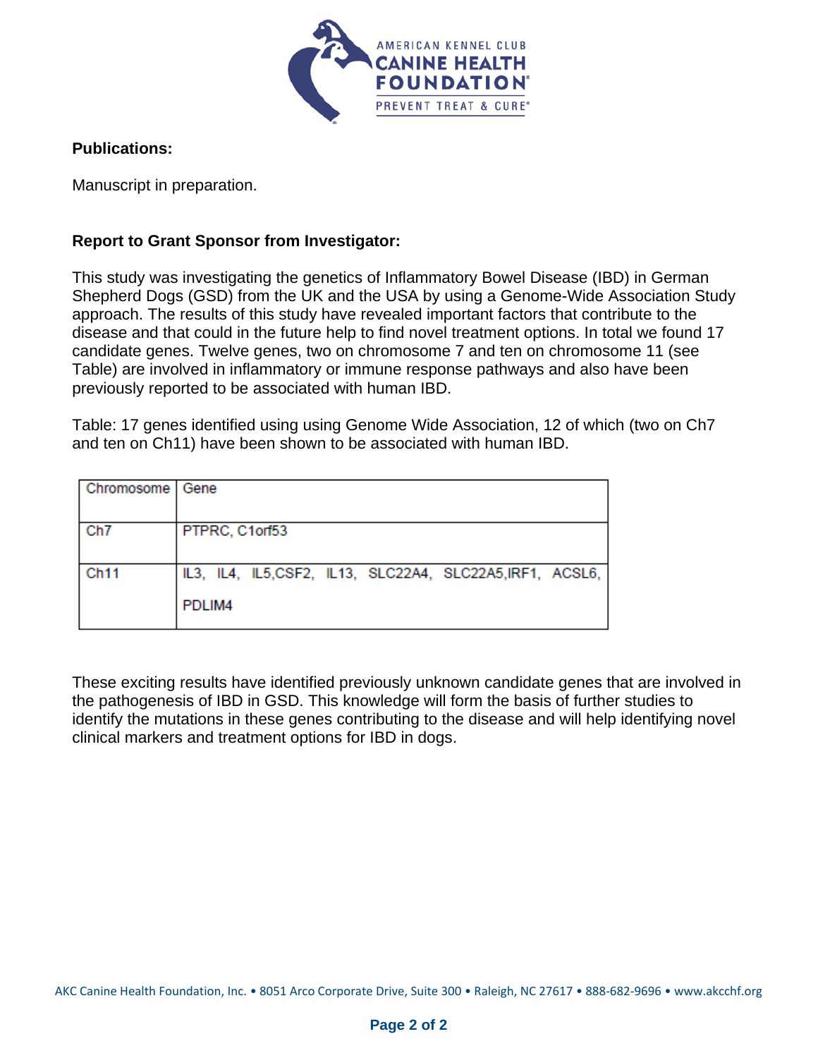**Publications:**

Manuscript in preparation.

**Report to Grant Sponsor from Investigator:**

This study was investigating the genetics of Inflammatory Bowel Disease (IBD) in German Shepherd Dogs (GSD) from the UK and the USA by using a Genome-Wide Association Study approach. The results of this study have revealed important factors that contribute to the disease and that could in the future help to find novel treatment options. In total we found 17 candidate genes. Twelve genes, two on chromosome 7 and ten on chromosome 11 (see Table) are involved in inflammatory or immune response pathways and also have been previously reported to be associated with human IBD.

Table: 17 genes identified using using Genome Wide Association, 12 of which (two on Ch7 and ten on Ch11) have been shown to be associated with human IBD.

| Chromosome | Gene |
|---|---|
| Ch7 | PTPRC, C1orf53 |
| Ch11 | IL3, IL4, IL5,CSF2, IL13, SLC22A4, SLC22A5,IRF1, ACSL6, PDLIM4 |

These exciting results have identified previously unknown candidate genes that are involved in the pathogenesis of IBD in GSD. This knowledge will form the basis of further studies to identify the mutations in these genes contributing to the disease and will help identifying novel clinical markers and treatment options for IBD in dogs.